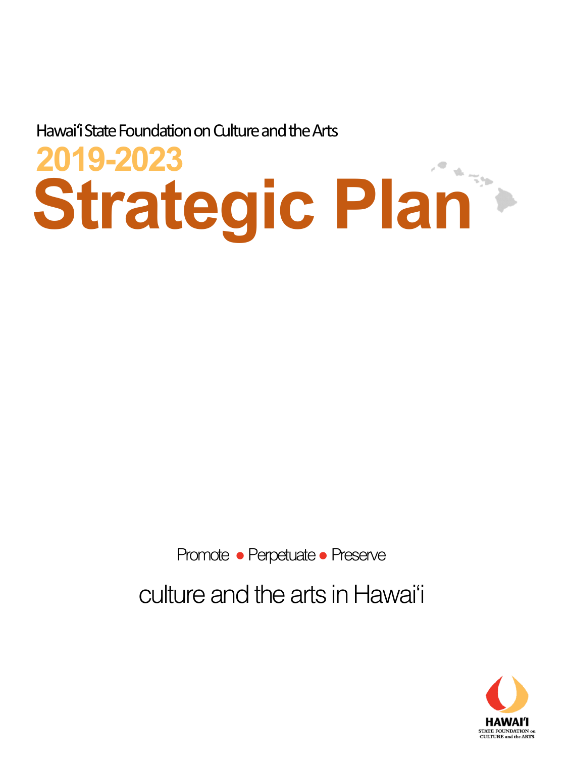Hawaiʻi State Foundation on Culture and the Arts

## 2019-2023

# Strategic Plan

Promote ● Perpetuate ● Preserve

culture and the arts in Hawaiʻi

HAWAIʻI
STATE FOUNDATION on
CULTURE and the ARTS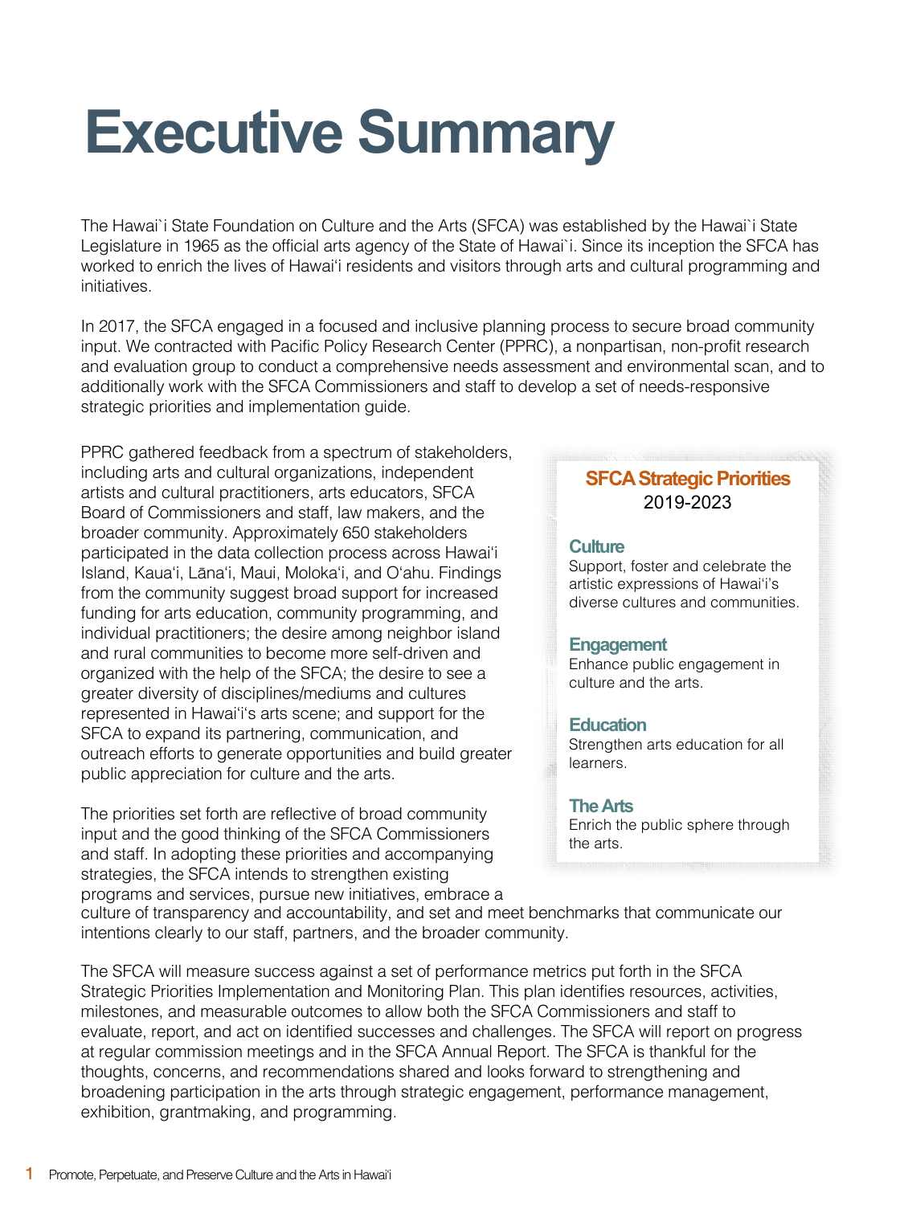# Executive Summary

The Hawai`i State Foundation on Culture and the Arts (SFCA) was established by the Hawai`i State Legislature in 1965 as the official arts agency of the State of Hawai`i. Since its inception the SFCA has worked to enrich the lives of Hawai'i residents and visitors through arts and cultural programming and initiatives.

In 2017, the SFCA engaged in a focused and inclusive planning process to secure broad community input. We contracted with Pacific Policy Research Center (PPRC), a nonpartisan, non-profit research and evaluation group to conduct a comprehensive needs assessment and environmental scan, and to additionally work with the SFCA Commissioners and staff to develop a set of needs-responsive strategic priorities and implementation guide.

PPRC gathered feedback from a spectrum of stakeholders, including arts and cultural organizations, independent artists and cultural practitioners, arts educators, SFCA Board of Commissioners and staff, law makers, and the broader community. Approximately 650 stakeholders participated in the data collection process across Hawai'i Island, Kaua'i, Lāna'i, Maui, Moloka'i, and O'ahu. Findings from the community suggest broad support for increased funding for arts education, community programming, and individual practitioners; the desire among neighbor island and rural communities to become more self-driven and organized with the help of the SFCA; the desire to see a greater diversity of disciplines/mediums and cultures represented in Hawai'i's arts scene; and support for the SFCA to expand its partnering, communication, and outreach efforts to generate opportunities and build greater public appreciation for culture and the arts.

The priorities set forth are reflective of broad community input and the good thinking of the SFCA Commissioners and staff. In adopting these priorities and accompanying strategies, the SFCA intends to strengthen existing programs and services, pursue new initiatives, embrace a culture of transparency and accountability, and set and meet benchmarks that communicate our intentions clearly to our staff, partners, and the broader community.

The SFCA will measure success against a set of performance metrics put forth in the SFCA Strategic Priorities Implementation and Monitoring Plan. This plan identifies resources, activities, milestones, and measurable outcomes to allow both the SFCA Commissioners and staff to evaluate, report, and act on identified successes and challenges. The SFCA will report on progress at regular commission meetings and in the SFCA Annual Report. The SFCA is thankful for the thoughts, concerns, and recommendations shared and looks forward to strengthening and broadening participation in the arts through strategic engagement, performance management, exhibition, grantmaking, and programming.

## SFCA Strategic Priorities
2019-2023

**Culture**
Support, foster and celebrate the artistic expressions of Hawai'i's diverse cultures and communities.

**Engagement**
Enhance public engagement in culture and the arts.

**Education**
Strengthen arts education for all learners.

**The Arts**
Enrich the public sphere through the arts.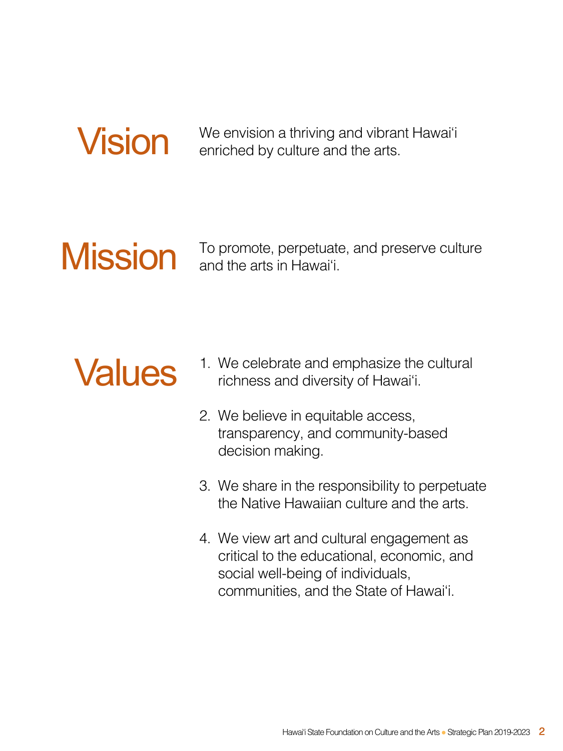## Vision

We envision a thriving and vibrant Hawai‘i enriched by culture and the arts.

## Mission

To promote, perpetuate, and preserve culture and the arts in Hawai‘i.

## Values

1. We celebrate and emphasize the cultural richness and diversity of Hawai‘i.
2. We believe in equitable access, transparency, and community-based decision making.
3. We share in the responsibility to perpetuate the Native Hawaiian culture and the arts.
4. We view art and cultural engagement as critical to the educational, economic, and social well-being of individuals, communities, and the State of Hawai‘i.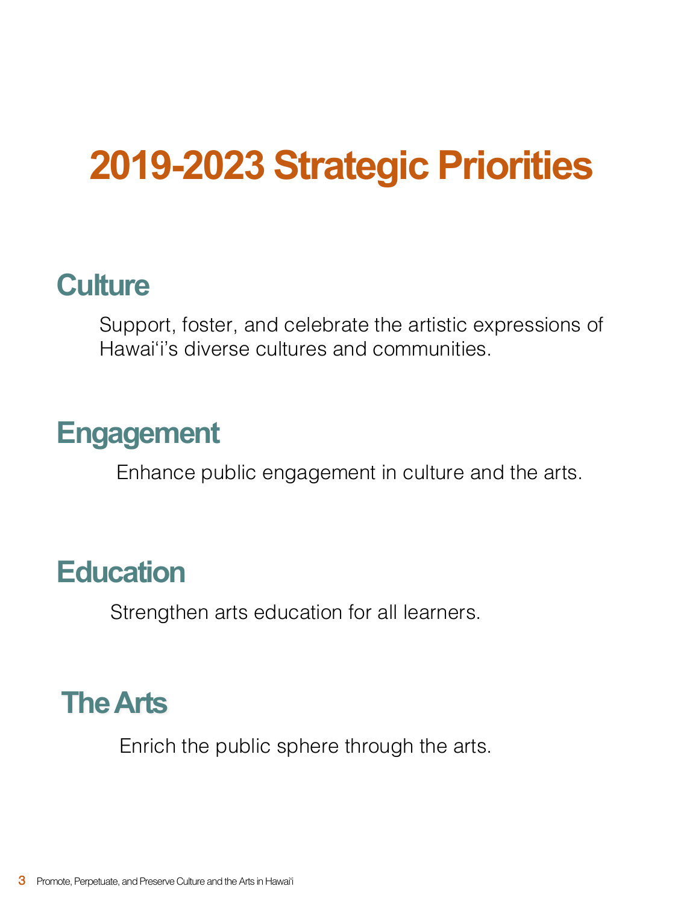# 2019-2023 Strategic Priorities

## Culture

Support, foster, and celebrate the artistic expressions of Hawai‘i’s diverse cultures and communities.

## Engagement

Enhance public engagement in culture and the arts.

## Education

Strengthen arts education for all learners.

## The Arts

Enrich the public sphere through the arts.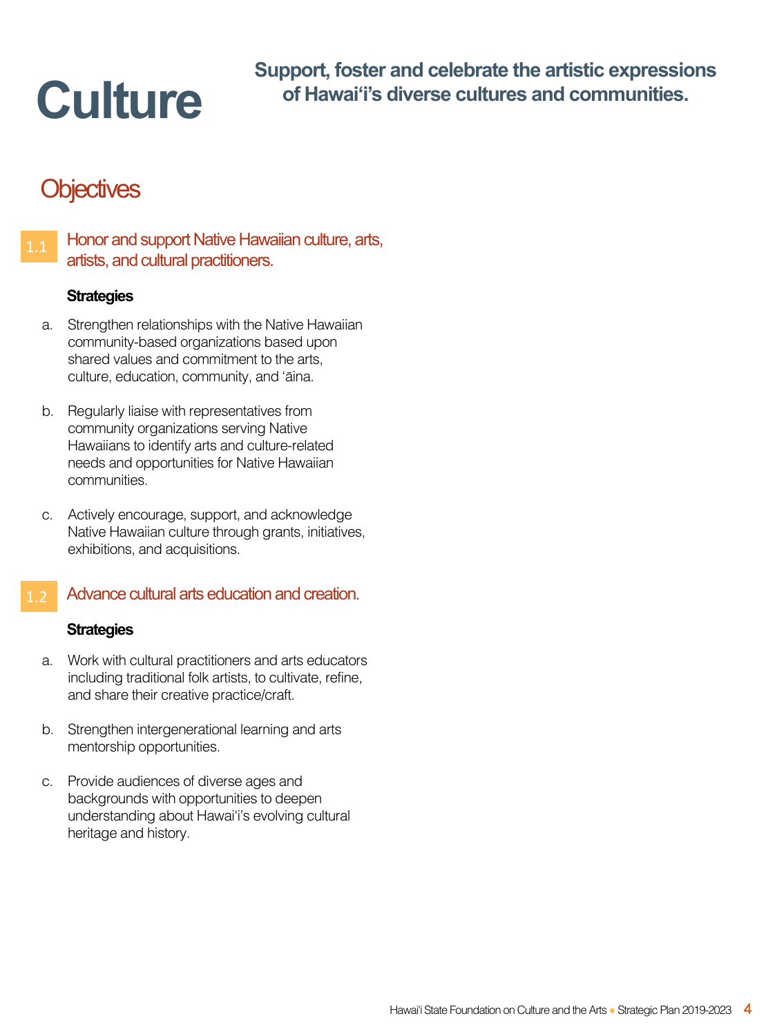# Culture

**Support, foster and celebrate the artistic expressions of Hawai'i's diverse cultures and communities.**

## Objectives

### 1.1 Honor and support Native Hawaiian culture, arts, artists, and cultural practitioners.

**Strategies**

a. Strengthen relationships with the Native Hawaiian community-based organizations based upon shared values and commitment to the arts, culture, education, community, and ʻāina.

b. Regularly liaise with representatives from community organizations serving Native Hawaiians to identify arts and culture-related needs and opportunities for Native Hawaiian communities.

c. Actively encourage, support, and acknowledge Native Hawaiian culture through grants, initiatives, exhibitions, and acquisitions.

### 1.2 Advance cultural arts education and creation.

**Strategies**

a. Work with cultural practitioners and arts educators including traditional folk artists, to cultivate, refine, and share their creative practice/craft.

b. Strengthen intergenerational learning and arts mentorship opportunities.

c. Provide audiences of diverse ages and backgrounds with opportunities to deepen understanding about Hawai'i's evolving cultural heritage and history.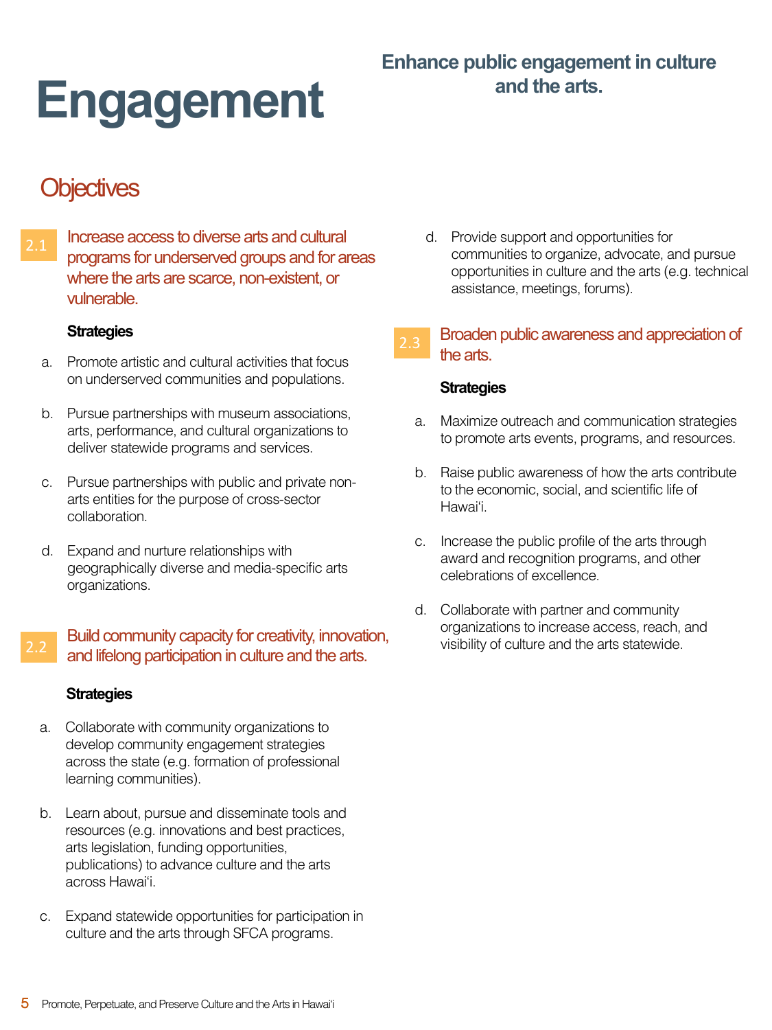# Engagement

**Enhance public engagement in culture and the arts.**

## Objectives

### 2.1 Increase access to diverse arts and cultural programs for underserved groups and for areas where the arts are scarce, non-existent, or vulnerable.

**Strategies**

a. Promote artistic and cultural activities that focus on underserved communities and populations.

b. Pursue partnerships with museum associations, arts, performance, and cultural organizations to deliver statewide programs and services.

c. Pursue partnerships with public and private non-arts entities for the purpose of cross-sector collaboration.

d. Expand and nurture relationships with geographically diverse and media-specific arts organizations.

### 2.2 Build community capacity for creativity, innovation, and lifelong participation in culture and the arts.

**Strategies**

a. Collaborate with community organizations to develop community engagement strategies across the state (e.g. formation of professional learning communities).

b. Learn about, pursue and disseminate tools and resources (e.g. innovations and best practices, arts legislation, funding opportunities, publications) to advance culture and the arts across Hawai'i.

c. Expand statewide opportunities for participation in culture and the arts through SFCA programs.

d. Provide support and opportunities for communities to organize, advocate, and pursue opportunities in culture and the arts (e.g. technical assistance, meetings, forums).

### 2.3 Broaden public awareness and appreciation of the arts.

**Strategies**

a. Maximize outreach and communication strategies to promote arts events, programs, and resources.

b. Raise public awareness of how the arts contribute to the economic, social, and scientific life of Hawai'i.

c. Increase the public profile of the arts through award and recognition programs, and other celebrations of excellence.

d. Collaborate with partner and community organizations to increase access, reach, and visibility of culture and the arts statewide.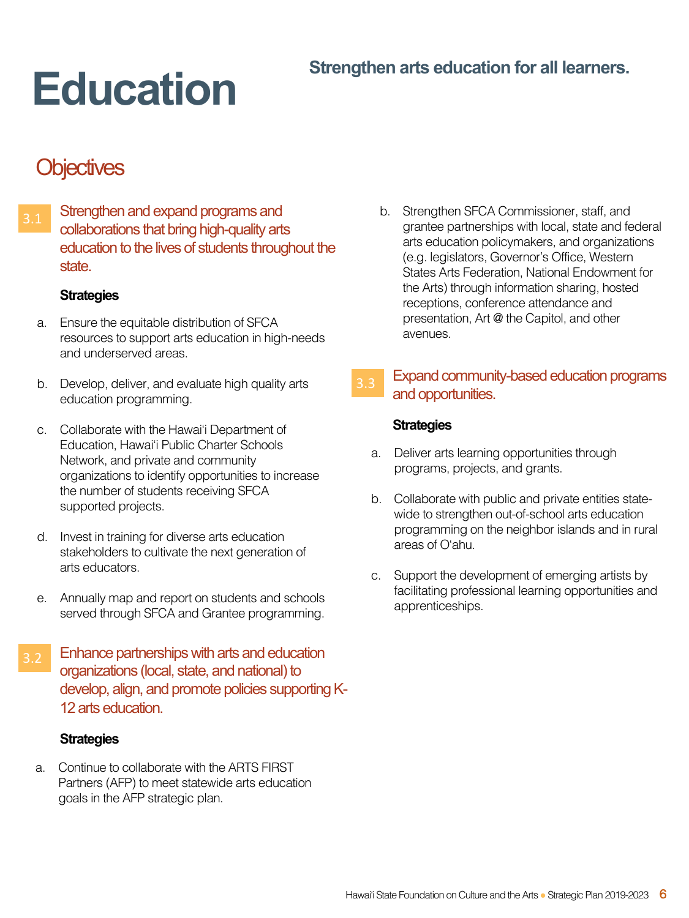# Education

**Strengthen arts education for all learners.**

## Objectives

### 3.1 Strengthen and expand programs and collaborations that bring high-quality arts education to the lives of students throughout the state.

**Strategies**

a. Ensure the equitable distribution of SFCA resources to support arts education in high-needs and underserved areas.

b. Develop, deliver, and evaluate high quality arts education programming.

c. Collaborate with the Hawai'i Department of Education, Hawai'i Public Charter Schools Network, and private and community organizations to identify opportunities to increase the number of students receiving SFCA supported projects.

d. Invest in training for diverse arts education stakeholders to cultivate the next generation of arts educators.

e. Annually map and report on students and schools served through SFCA and Grantee programming.

### 3.2 Enhance partnerships with arts and education organizations (local, state, and national) to develop, align, and promote policies supporting K-12 arts education.

**Strategies**

a. Continue to collaborate with the ARTS FIRST Partners (AFP) to meet statewide arts education goals in the AFP strategic plan.

b. Strengthen SFCA Commissioner, staff, and grantee partnerships with local, state and federal arts education policymakers, and organizations (e.g. legislators, Governor's Office, Western States Arts Federation, National Endowment for the Arts) through information sharing, hosted receptions, conference attendance and presentation, Art @ the Capitol, and other avenues.

### 3.3 Expand community-based education programs and opportunities.

**Strategies**

a. Deliver arts learning opportunities through programs, projects, and grants.

b. Collaborate with public and private entities state-wide to strengthen out-of-school arts education programming on the neighbor islands and in rural areas of O'ahu.

c. Support the development of emerging artists by facilitating professional learning opportunities and apprenticeships.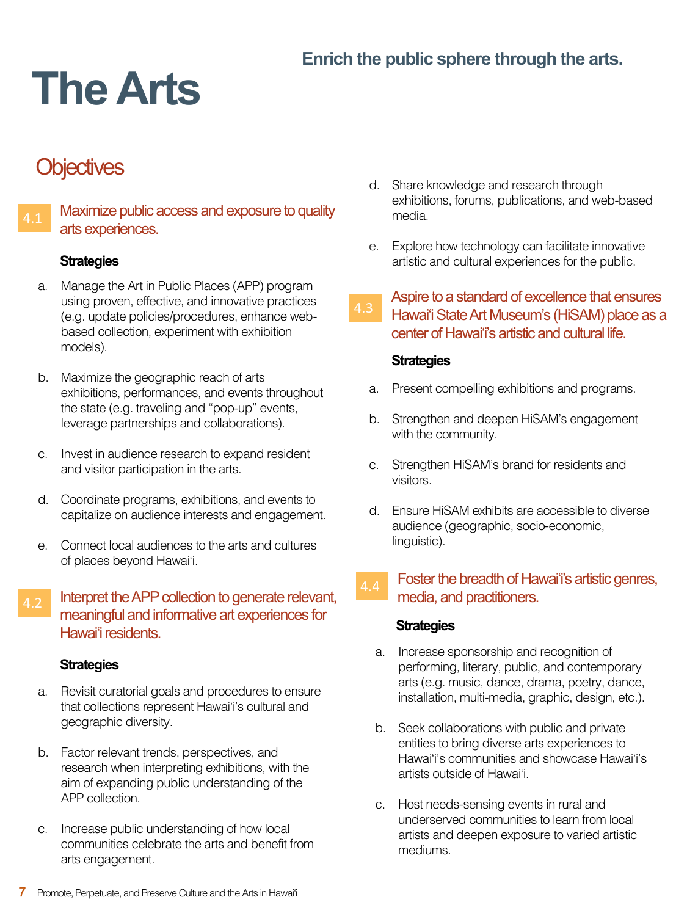# The Arts

**Enrich the public sphere through the arts.**

## Objectives

### 4.1 Maximize public access and exposure to quality arts experiences.

**Strategies**

a. Manage the Art in Public Places (APP) program using proven, effective, and innovative practices (e.g. update policies/procedures, enhance web-based collection, experiment with exhibition models).

b. Maximize the geographic reach of arts exhibitions, performances, and events throughout the state (e.g. traveling and “pop-up” events, leverage partnerships and collaborations).

c. Invest in audience research to expand resident and visitor participation in the arts.

d. Coordinate programs, exhibitions, and events to capitalize on audience interests and engagement.

e. Connect local audiences to the arts and cultures of places beyond Hawaiʻi.

### 4.2 Interpret the APP collection to generate relevant, meaningful and informative art experiences for Hawaiʻi residents.

**Strategies**

a. Revisit curatorial goals and procedures to ensure that collections represent Hawaiʻi’s cultural and geographic diversity.

b. Factor relevant trends, perspectives, and research when interpreting exhibitions, with the aim of expanding public understanding of the APP collection.

c. Increase public understanding of how local communities celebrate the arts and benefit from arts engagement.

d. Share knowledge and research through exhibitions, forums, publications, and web-based media.

e. Explore how technology can facilitate innovative artistic and cultural experiences for the public.

### 4.3 Aspire to a standard of excellence that ensures Hawaiʻi State Art Museum’s (HiSAM) place as a center of Hawaiʻi’s artistic and cultural life.

**Strategies**

a. Present compelling exhibitions and programs.

b. Strengthen and deepen HiSAM’s engagement with the community.

c. Strengthen HiSAM’s brand for residents and visitors.

d. Ensure HiSAM exhibits are accessible to diverse audience (geographic, socio-economic, linguistic).

### 4.4 Foster the breadth of Hawaiʻi’s artistic genres, media, and practitioners.

**Strategies**

a. Increase sponsorship and recognition of performing, literary, public, and contemporary arts (e.g. music, dance, drama, poetry, dance, installation, multi-media, graphic, design, etc.).

b. Seek collaborations with public and private entities to bring diverse arts experiences to Hawaiʻi’s communities and showcase Hawaiʻi’s artists outside of Hawaiʻi.

c. Host needs-sensing events in rural and underserved communities to learn from local artists and deepen exposure to varied artistic mediums.